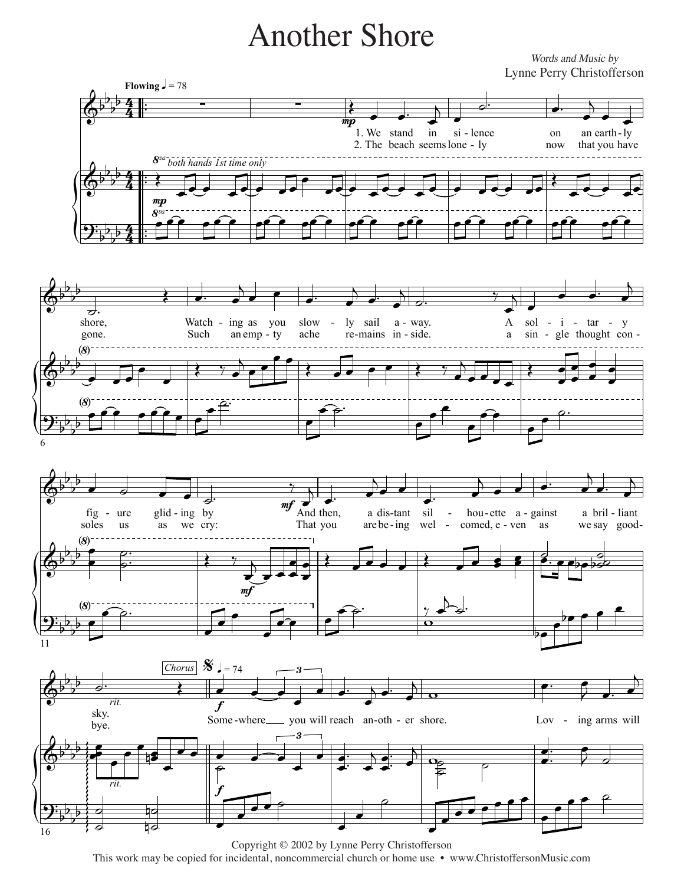# Another Shore

*Words and Music by*
Lynne Perry Christofferson

**Flowing** ♩ = 78

1. We stand in si - lence on an earth - ly shore, Watch - ing as you slow - ly sail a - way. A sol - i - tar - y fig - ure glid - ing by And then, a dis - tant sil - hou - ette a - gainst a bril - liant sky.

2. The beach seems lone - ly now that you have gone. Such an emp - ty ache re - mains in - side. a sin - gle thought con - soles us as we cry: That you are be - ing wel - comed, e - ven as we say good - bye.

Chorus ♩ = 74

Some - where you will reach an - oth - er shore. Lov - ing arms will

Copyright © 2002 by Lynne Perry Christofferson
This work may be copied for incidental, noncommercial church or home use • www.ChristoffersonMusic.com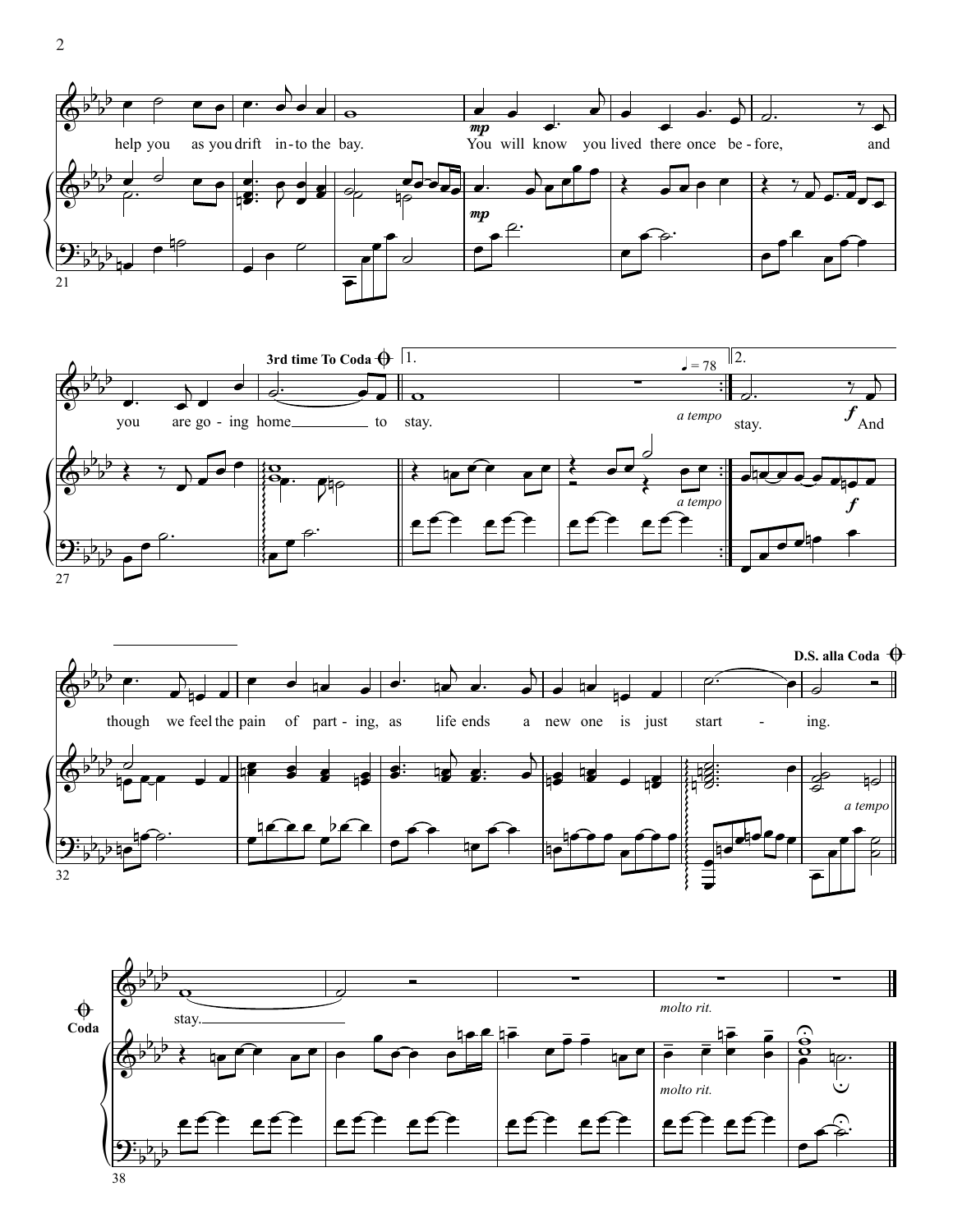help you as you drift in-to the bay. You will know you lived there once be-fore, and

*mp*

you are go-ing home to stay.

**3rd time To Coda** 𝄌

1. stay.

♩ = 78

*a tempo*

2. stay. And

*f*

though we feel the pain of part-ing, as life ends a new one is just start-ing.

**D.S. alla Coda** 𝄌

*a tempo*

𝄌 **Coda**

stay.

*molto rit.*